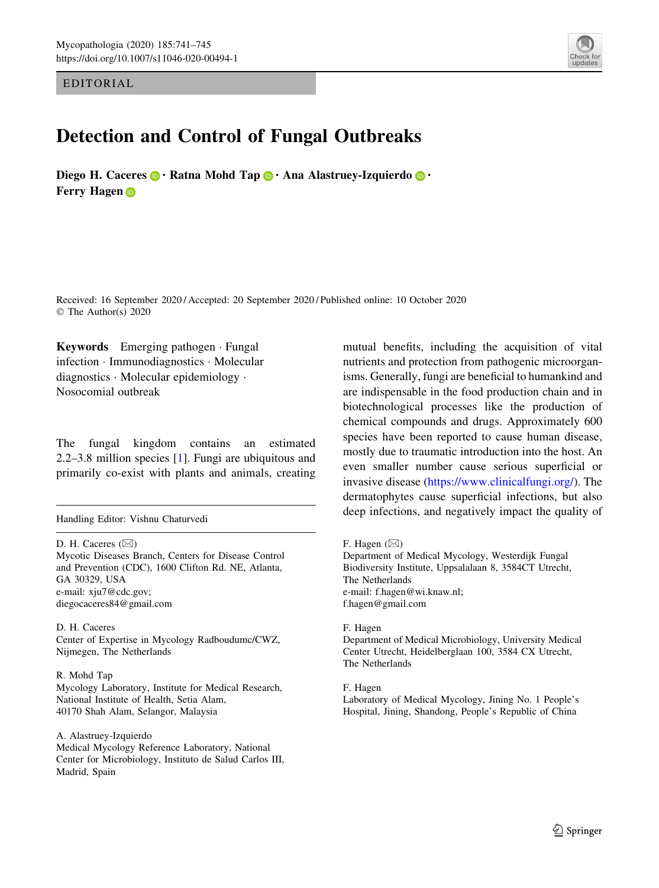EDITORIAL

# Detection and Control of Fungal Outbreaks

**Diego H. Caceres · Ratna Mohd Tap · Ana Alastruey-Izquierdo · Ferry Hagen**

Received: 16 September 2020 / Accepted: 20 September 2020 / Published online: 10 October 2020
© The Author(s) 2020

**Keywords** Emerging pathogen · Fungal infection · Immunodiagnostics · Molecular diagnostics · Molecular epidemiology · Nosocomial outbreak

The fungal kingdom contains an estimated 2.2–3.8 million species [1]. Fungi are ubiquitous and primarily co-exist with plants and animals, creating mutual benefits, including the acquisition of vital nutrients and protection from pathogenic microorganisms. Generally, fungi are beneficial to humankind and are indispensable in the food production chain and in biotechnological processes like the production of chemical compounds and drugs. Approximately 600 species have been reported to cause human disease, mostly due to traumatic introduction into the host. An even smaller number cause serious superficial or invasive disease (https://www.clinicalfungi.org/). The dermatophytes cause superficial infections, but also deep infections, and negatively impact the quality of

Handling Editor: Vishnu Chaturvedi

D. H. Caceres (✉)
Mycotic Diseases Branch, Centers for Disease Control and Prevention (CDC), 1600 Clifton Rd. NE, Atlanta, GA 30329, USA
e-mail: xju7@cdc.gov; diegocaceres84@gmail.com

D. H. Caceres
Center of Expertise in Mycology Radboudumc/CWZ, Nijmegen, The Netherlands

R. Mohd Tap
Mycology Laboratory, Institute for Medical Research, National Institute of Health, Setia Alam, 40170 Shah Alam, Selangor, Malaysia

A. Alastruey-Izquierdo
Medical Mycology Reference Laboratory, National Center for Microbiology, Instituto de Salud Carlos III, Madrid, Spain

F. Hagen (✉)
Department of Medical Mycology, Westerdijk Fungal Biodiversity Institute, Uppsalalaan 8, 3584CT Utrecht, The Netherlands
e-mail: f.hagen@wi.knaw.nl; f.hagen@gmail.com

F. Hagen
Department of Medical Microbiology, University Medical Center Utrecht, Heidelberglaan 100, 3584 CX Utrecht, The Netherlands

F. Hagen
Laboratory of Medical Mycology, Jining No. 1 People's Hospital, Jining, Shandong, People's Republic of China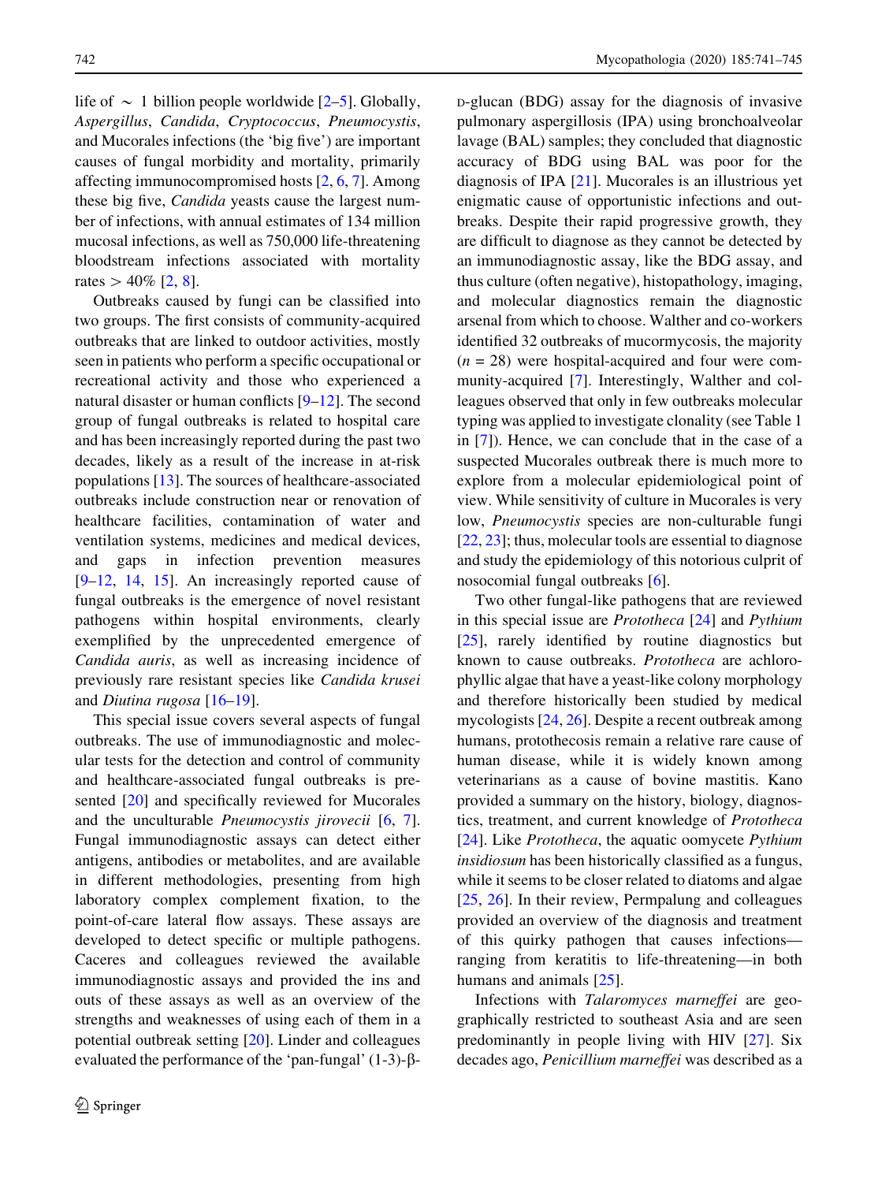life of ~ 1 billion people worldwide [2–5]. Globally, *Aspergillus*, *Candida*, *Cryptococcus*, *Pneumocystis*, and Mucorales infections (the 'big five') are important causes of fungal morbidity and mortality, primarily affecting immunocompromised hosts [2, 6, 7]. Among these big five, *Candida* yeasts cause the largest number of infections, with annual estimates of 134 million mucosal infections, as well as 750,000 life-threatening bloodstream infections associated with mortality rates > 40% [2, 8].

Outbreaks caused by fungi can be classified into two groups. The first consists of community-acquired outbreaks that are linked to outdoor activities, mostly seen in patients who perform a specific occupational or recreational activity and those who experienced a natural disaster or human conflicts [9–12]. The second group of fungal outbreaks is related to hospital care and has been increasingly reported during the past two decades, likely as a result of the increase in at-risk populations [13]. The sources of healthcare-associated outbreaks include construction near or renovation of healthcare facilities, contamination of water and ventilation systems, medicines and medical devices, and gaps in infection prevention measures [9–12, 14, 15]. An increasingly reported cause of fungal outbreaks is the emergence of novel resistant pathogens within hospital environments, clearly exemplified by the unprecedented emergence of *Candida auris*, as well as increasing incidence of previously rare resistant species like *Candida krusei* and *Diutina rugosa* [16–19].

This special issue covers several aspects of fungal outbreaks. The use of immunodiagnostic and molecular tests for the detection and control of community and healthcare-associated fungal outbreaks is presented [20] and specifically reviewed for Mucorales and the unculturable *Pneumocystis jirovecii* [6, 7]. Fungal immunodiagnostic assays can detect either antigens, antibodies or metabolites, and are available in different methodologies, presenting from high laboratory complex complement fixation, to the point-of-care lateral flow assays. These assays are developed to detect specific or multiple pathogens. Caceres and colleagues reviewed the available immunodiagnostic assays and provided the ins and outs of these assays as well as an overview of the strengths and weaknesses of using each of them in a potential outbreak setting [20]. Linder and colleagues evaluated the performance of the 'pan-fungal' (1-3)-β-D-glucan (BDG) assay for the diagnosis of invasive pulmonary aspergillosis (IPA) using bronchoalveolar lavage (BAL) samples; they concluded that diagnostic accuracy of BDG using BAL was poor for the diagnosis of IPA [21]. Mucorales is an illustrious yet enigmatic cause of opportunistic infections and outbreaks. Despite their rapid progressive growth, they are difficult to diagnose as they cannot be detected by an immunodiagnostic assay, like the BDG assay, and thus culture (often negative), histopathology, imaging, and molecular diagnostics remain the diagnostic arsenal from which to choose. Walther and co-workers identified 32 outbreaks of mucormycosis, the majority ($n = 28$) were hospital-acquired and four were community-acquired [7]. Interestingly, Walther and colleagues observed that only in few outbreaks molecular typing was applied to investigate clonality (see Table 1 in [7]). Hence, we can conclude that in the case of a suspected Mucorales outbreak there is much more to explore from a molecular epidemiological point of view. While sensitivity of culture in Mucorales is very low, *Pneumocystis* species are non-culturable fungi [22, 23]; thus, molecular tools are essential to diagnose and study the epidemiology of this notorious culprit of nosocomial fungal outbreaks [6].

Two other fungal-like pathogens that are reviewed in this special issue are *Prototheca* [24] and *Pythium* [25], rarely identified by routine diagnostics but known to cause outbreaks. *Prototheca* are achlorophyllic algae that have a yeast-like colony morphology and therefore historically been studied by medical mycologists [24, 26]. Despite a recent outbreak among humans, protothecosis remain a relative rare cause of human disease, while it is widely known among veterinarians as a cause of bovine mastitis. Kano provided a summary on the history, biology, diagnostics, treatment, and current knowledge of *Prototheca* [24]. Like *Prototheca*, the aquatic oomycete *Pythium insidiosum* has been historically classified as a fungus, while it seems to be closer related to diatoms and algae [25, 26]. In their review, Permpalung and colleagues provided an overview of the diagnosis and treatment of this quirky pathogen that causes infections—ranging from keratitis to life-threatening—in both humans and animals [25].

Infections with *Talaromyces marneffei* are geographically restricted to southeast Asia and are seen predominantly in people living with HIV [27]. Six decades ago, *Penicillium marneffei* was described as a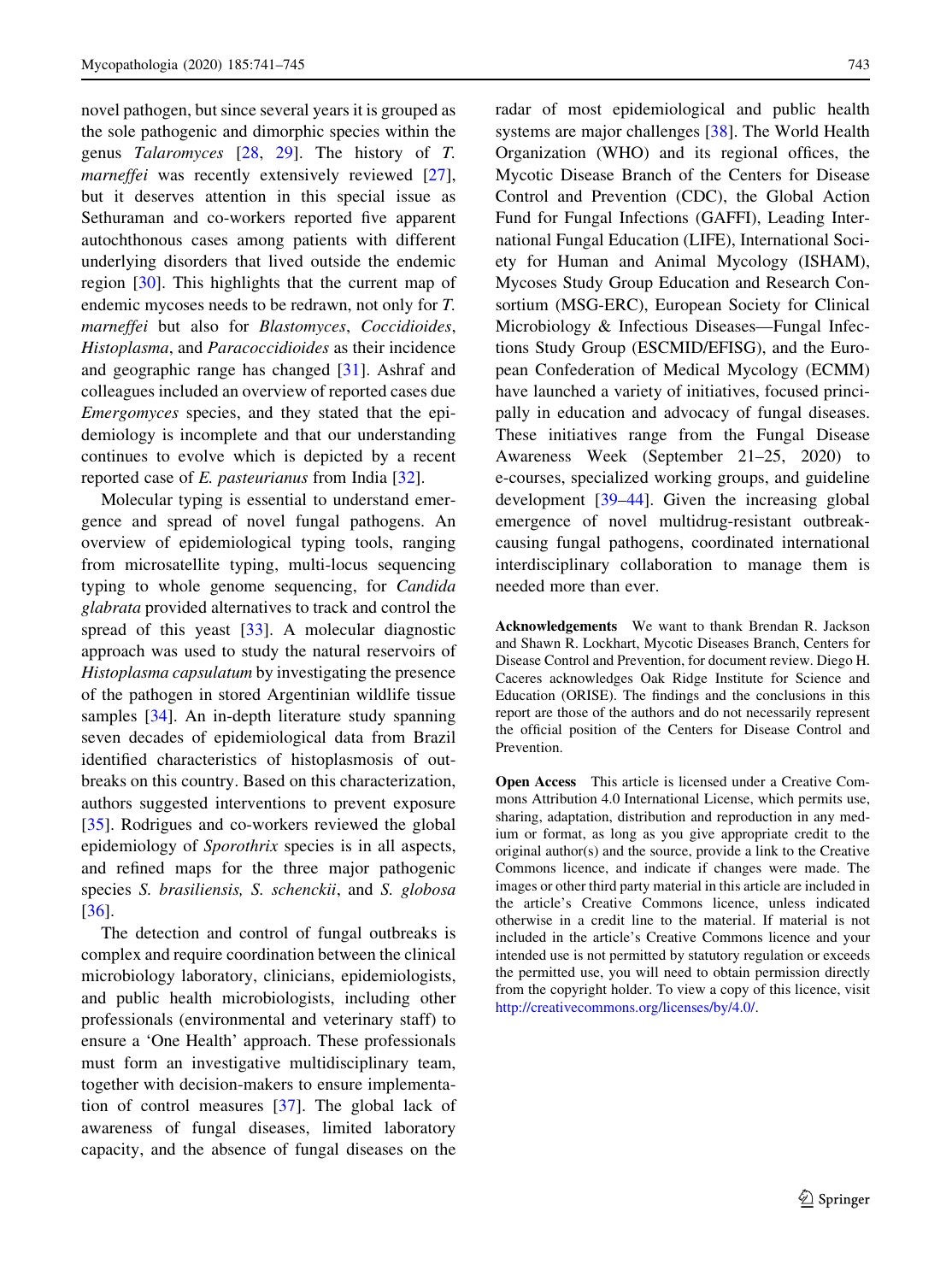novel pathogen, but since several years it is grouped as the sole pathogenic and dimorphic species within the genus *Talaromyces* [28, 29]. The history of *T. marneffei* was recently extensively reviewed [27], but it deserves attention in this special issue as Sethuraman and co-workers reported five apparent autochthonous cases among patients with different underlying disorders that lived outside the endemic region [30]. This highlights that the current map of endemic mycoses needs to be redrawn, not only for *T. marneffei* but also for *Blastomyces*, *Coccidioides*, *Histoplasma*, and *Paracoccidioides* as their incidence and geographic range has changed [31]. Ashraf and colleagues included an overview of reported cases due *Emergomyces* species, and they stated that the epidemiology is incomplete and that our understanding continues to evolve which is depicted by a recent reported case of *E. pasteurianus* from India [32].

Molecular typing is essential to understand emergence and spread of novel fungal pathogens. An overview of epidemiological typing tools, ranging from microsatellite typing, multi-locus sequencing typing to whole genome sequencing, for *Candida glabrata* provided alternatives to track and control the spread of this yeast [33]. A molecular diagnostic approach was used to study the natural reservoirs of *Histoplasma capsulatum* by investigating the presence of the pathogen in stored Argentinian wildlife tissue samples [34]. An in-depth literature study spanning seven decades of epidemiological data from Brazil identified characteristics of histoplasmosis of outbreaks on this country. Based on this characterization, authors suggested interventions to prevent exposure [35]. Rodrigues and co-workers reviewed the global epidemiology of *Sporothrix* species is in all aspects, and refined maps for the three major pathogenic species *S. brasiliensis, S. schenckii*, and *S. globosa* [36].

The detection and control of fungal outbreaks is complex and require coordination between the clinical microbiology laboratory, clinicians, epidemiologists, and public health microbiologists, including other professionals (environmental and veterinary staff) to ensure a 'One Health' approach. These professionals must form an investigative multidisciplinary team, together with decision-makers to ensure implementation of control measures [37]. The global lack of awareness of fungal diseases, limited laboratory capacity, and the absence of fungal diseases on the radar of most epidemiological and public health systems are major challenges [38]. The World Health Organization (WHO) and its regional offices, the Mycotic Disease Branch of the Centers for Disease Control and Prevention (CDC), the Global Action Fund for Fungal Infections (GAFFI), Leading International Fungal Education (LIFE), International Society for Human and Animal Mycology (ISHAM), Mycoses Study Group Education and Research Consortium (MSG-ERC), European Society for Clinical Microbiology & Infectious Diseases—Fungal Infections Study Group (ESCMID/EFISG), and the European Confederation of Medical Mycology (ECMM) have launched a variety of initiatives, focused principally in education and advocacy of fungal diseases. These initiatives range from the Fungal Disease Awareness Week (September 21–25, 2020) to e-courses, specialized working groups, and guideline development [39–44]. Given the increasing global emergence of novel multidrug-resistant outbreak-causing fungal pathogens, coordinated international interdisciplinary collaboration to manage them is needed more than ever.

**Acknowledgements** We want to thank Brendan R. Jackson and Shawn R. Lockhart, Mycotic Diseases Branch, Centers for Disease Control and Prevention, for document review. Diego H. Caceres acknowledges Oak Ridge Institute for Science and Education (ORISE). The findings and the conclusions in this report are those of the authors and do not necessarily represent the official position of the Centers for Disease Control and Prevention.

**Open Access** This article is licensed under a Creative Commons Attribution 4.0 International License, which permits use, sharing, adaptation, distribution and reproduction in any medium or format, as long as you give appropriate credit to the original author(s) and the source, provide a link to the Creative Commons licence, and indicate if changes were made. The images or other third party material in this article are included in the article's Creative Commons licence, unless indicated otherwise in a credit line to the material. If material is not included in the article's Creative Commons licence and your intended use is not permitted by statutory regulation or exceeds the permitted use, you will need to obtain permission directly from the copyright holder. To view a copy of this licence, visit http://creativecommons.org/licenses/by/4.0/.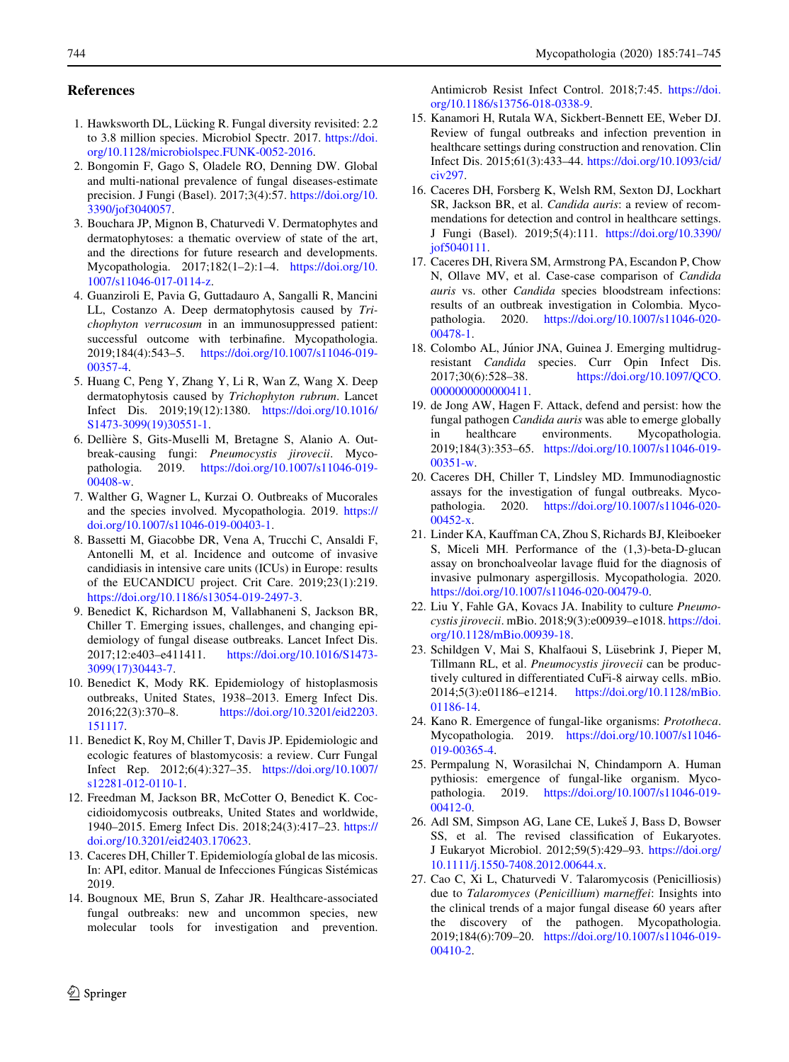## References

1. Hawksworth DL, Lücking R. Fungal diversity revisited: 2.2 to 3.8 million species. Microbiol Spectr. 2017. https://doi.org/10.1128/microbiolspec.FUNK-0052-2016.
2. Bongomin F, Gago S, Oladele RO, Denning DW. Global and multi-national prevalence of fungal diseases-estimate precision. J Fungi (Basel). 2017;3(4):57. https://doi.org/10.3390/jof3040057.
3. Bouchara JP, Mignon B, Chaturvedi V. Dermatophytes and dermatophytoses: a thematic overview of state of the art, and the directions for future research and developments. Mycopathologia. 2017;182(1–2):1–4. https://doi.org/10.1007/s11046-017-0114-z.
4. Guanziroli E, Pavia G, Guttadauro A, Sangalli R, Mancini LL, Costanzo A. Deep dermatophytosis caused by *Trichophyton verrucosum* in an immunosuppressed patient: successful outcome with terbinafine. Mycopathologia. 2019;184(4):543–5. https://doi.org/10.1007/s11046-019-00357-4.
5. Huang C, Peng Y, Zhang Y, Li R, Wan Z, Wang X. Deep dermatophytosis caused by *Trichophyton rubrum*. Lancet Infect Dis. 2019;19(12):1380. https://doi.org/10.1016/S1473-3099(19)30551-1.
6. Dellière S, Gits-Muselli M, Bretagne S, Alanio A. Outbreak-causing fungi: *Pneumocystis jirovecii*. Mycopathologia. 2019. https://doi.org/10.1007/s11046-019-00408-w.
7. Walther G, Wagner L, Kurzai O. Outbreaks of Mucorales and the species involved. Mycopathologia. 2019. https://doi.org/10.1007/s11046-019-00403-1.
8. Bassetti M, Giacobbe DR, Vena A, Trucchi C, Ansaldi F, Antonelli M, et al. Incidence and outcome of invasive candidiasis in intensive care units (ICUs) in Europe: results of the EUCANDICU project. Crit Care. 2019;23(1):219. https://doi.org/10.1186/s13054-019-2497-3.
9. Benedict K, Richardson M, Vallabhaneni S, Jackson BR, Chiller T. Emerging issues, challenges, and changing epidemiology of fungal disease outbreaks. Lancet Infect Dis. 2017;12:e403–e411411. https://doi.org/10.1016/S1473-3099(17)30443-7.
10. Benedict K, Mody RK. Epidemiology of histoplasmosis outbreaks, United States, 1938–2013. Emerg Infect Dis. 2016;22(3):370–8. https://doi.org/10.3201/eid2203.151117.
11. Benedict K, Roy M, Chiller T, Davis JP. Epidemiologic and ecologic features of blastomycosis: a review. Curr Fungal Infect Rep. 2012;6(4):327–35. https://doi.org/10.1007/s12281-012-0110-1.
12. Freedman M, Jackson BR, McCotter O, Benedict K. Coccidioidomycosis outbreaks, United States and worldwide, 1940–2015. Emerg Infect Dis. 2018;24(3):417–23. https://doi.org/10.3201/eid2403.170623.
13. Caceres DH, Chiller T. Epidemiología global de las micosis. In: API, editor. Manual de Infecciones Fúngicas Sistémicas 2019.
14. Bougnoux ME, Brun S, Zahar JR. Healthcare-associated fungal outbreaks: new and uncommon species, new molecular tools for investigation and prevention. Antimicrob Resist Infect Control. 2018;7:45. https://doi.org/10.1186/s13756-018-0338-9.
15. Kanamori H, Rutala WA, Sickbert-Bennett EE, Weber DJ. Review of fungal outbreaks and infection prevention in healthcare settings during construction and renovation. Clin Infect Dis. 2015;61(3):433–44. https://doi.org/10.1093/cid/civ297.
16. Caceres DH, Forsberg K, Welsh RM, Sexton DJ, Lockhart SR, Jackson BR, et al. *Candida auris*: a review of recommendations for detection and control in healthcare settings. J Fungi (Basel). 2019;5(4):111. https://doi.org/10.3390/jof5040111.
17. Caceres DH, Rivera SM, Armstrong PA, Escandon P, Chow N, Ollave MV, et al. Case-case comparison of *Candida auris* vs. other *Candida* species bloodstream infections: results of an outbreak investigation in Colombia. Mycopathologia. 2020. https://doi.org/10.1007/s11046-020-00478-1.
18. Colombo AL, Júnior JNA, Guinea J. Emerging multidrug-resistant *Candida* species. Curr Opin Infect Dis. 2017;30(6):528–38. https://doi.org/10.1097/QCO.0000000000000411.
19. de Jong AW, Hagen F. Attack, defend and persist: how the fungal pathogen *Candida auris* was able to emerge globally in healthcare environments. Mycopathologia. 2019;184(3):353–65. https://doi.org/10.1007/s11046-019-00351-w.
20. Caceres DH, Chiller T, Lindsley MD. Immunodiagnostic assays for the investigation of fungal outbreaks. Mycopathologia. 2020. https://doi.org/10.1007/s11046-020-00452-x.
21. Linder KA, Kauffman CA, Zhou S, Richards BJ, Kleiboeker S, Miceli MH. Performance of the (1,3)-beta-D-glucan assay on bronchoalveolar lavage fluid for the diagnosis of invasive pulmonary aspergillosis. Mycopathologia. 2020. https://doi.org/10.1007/s11046-020-00479-0.
22. Liu Y, Fahle GA, Kovacs JA. Inability to culture *Pneumocystis jirovecii*. mBio. 2018;9(3):e00939–e1018. https://doi.org/10.1128/mBio.00939-18.
23. Schildgen V, Mai S, Khalfaoui S, Lüsebrink J, Pieper M, Tillmann RL, et al. *Pneumocystis jirovecii* can be productively cultured in differentiated CuFi-8 airway cells. mBio. 2014;5(3):e01186–e1214. https://doi.org/10.1128/mBio.01186-14.
24. Kano R. Emergence of fungal-like organisms: *Prototheca*. Mycopathologia. 2019. https://doi.org/10.1007/s11046-019-00365-4.
25. Permpalung N, Worasilchai N, Chindamporn A. Human pythiosis: emergence of fungal-like organism. Mycopathologia. 2019. https://doi.org/10.1007/s11046-019-00412-0.
26. Adl SM, Simpson AG, Lane CE, Lukeš J, Bass D, Bowser SS, et al. The revised classification of Eukaryotes. J Eukaryot Microbiol. 2012;59(5):429–93. https://doi.org/10.1111/j.1550-7408.2012.00644.x.
27. Cao C, Xi L, Chaturvedi V. Talaromycosis (Penicilliosis) due to *Talaromyces* (*Penicillium*) *marneffei*: Insights into the clinical trends of a major fungal disease 60 years after the discovery of the pathogen. Mycopathologia. 2019;184(6):709–20. https://doi.org/10.1007/s11046-019-00410-2.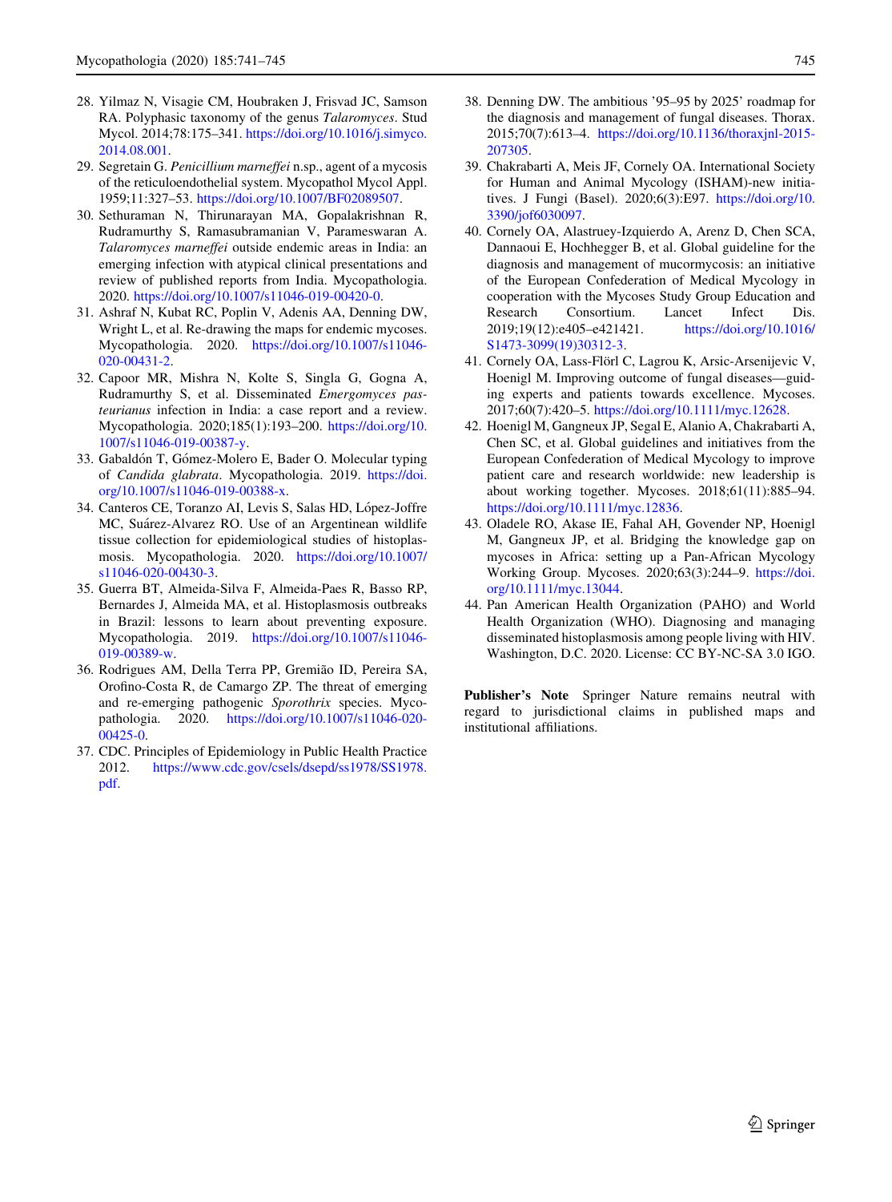28. Yilmaz N, Visagie CM, Houbraken J, Frisvad JC, Samson RA. Polyphasic taxonomy of the genus *Talaromyces*. Stud Mycol. 2014;78:175–341. https://doi.org/10.1016/j.simyco.2014.08.001.
29. Segretain G. *Penicillium marneffei* n.sp., agent of a mycosis of the reticuloendothelial system. Mycopathol Mycol Appl. 1959;11:327–53. https://doi.org/10.1007/BF02089507.
30. Sethuraman N, Thirunarayan MA, Gopalakrishnan R, Rudramurthy S, Ramasubramanian V, Parameswaran A. *Talaromyces marneffei* outside endemic areas in India: an emerging infection with atypical clinical presentations and review of published reports from India. Mycopathologia. 2020. https://doi.org/10.1007/s11046-019-00420-0.
31. Ashraf N, Kubat RC, Poplin V, Adenis AA, Denning DW, Wright L, et al. Re-drawing the maps for endemic mycoses. Mycopathologia. 2020. https://doi.org/10.1007/s11046-020-00431-2.
32. Capoor MR, Mishra N, Kolte S, Singla G, Gogna A, Rudramurthy S, et al. Disseminated *Emergomyces pasteurianus* infection in India: a case report and a review. Mycopathologia. 2020;185(1):193–200. https://doi.org/10.1007/s11046-019-00387-y.
33. Gabaldón T, Gómez-Molero E, Bader O. Molecular typing of *Candida glabrata*. Mycopathologia. 2019. https://doi.org/10.1007/s11046-019-00388-x.
34. Canteros CE, Toranzo AI, Levis S, Salas HD, López-Joffre MC, Suárez-Alvarez RO. Use of an Argentinean wildlife tissue collection for epidemiological studies of histoplasmosis. Mycopathologia. 2020. https://doi.org/10.1007/s11046-020-00430-3.
35. Guerra BT, Almeida-Silva F, Almeida-Paes R, Basso RP, Bernardes J, Almeida MA, et al. Histoplasmosis outbreaks in Brazil: lessons to learn about preventing exposure. Mycopathologia. 2019. https://doi.org/10.1007/s11046-019-00389-w.
36. Rodrigues AM, Della Terra PP, Gremião ID, Pereira SA, Orofino-Costa R, de Camargo ZP. The threat of emerging and re-emerging pathogenic *Sporothrix* species. Mycopathologia. 2020. https://doi.org/10.1007/s11046-020-00425-0.
37. CDC. Principles of Epidemiology in Public Health Practice 2012. https://www.cdc.gov/csels/dsepd/ss1978/SS1978.pdf.
38. Denning DW. The ambitious '95–95 by 2025' roadmap for the diagnosis and management of fungal diseases. Thorax. 2015;70(7):613–4. https://doi.org/10.1136/thoraxjnl-2015-207305.
39. Chakrabarti A, Meis JF, Cornely OA. International Society for Human and Animal Mycology (ISHAM)-new initiatives. J Fungi (Basel). 2020;6(3):E97. https://doi.org/10.3390/jof6030097.
40. Cornely OA, Alastruey-Izquierdo A, Arenz D, Chen SCA, Dannaoui E, Hochhegger B, et al. Global guideline for the diagnosis and management of mucormycosis: an initiative of the European Confederation of Medical Mycology in cooperation with the Mycoses Study Group Education and Research Consortium. Lancet Infect Dis. 2019;19(12):e405–e421421. https://doi.org/10.1016/S1473-3099(19)30312-3.
41. Cornely OA, Lass-Flörl C, Lagrou K, Arsic-Arsenijevic V, Hoenigl M. Improving outcome of fungal diseases—guiding experts and patients towards excellence. Mycoses. 2017;60(7):420–5. https://doi.org/10.1111/myc.12628.
42. Hoenigl M, Gangneux JP, Segal E, Alanio A, Chakrabarti A, Chen SC, et al. Global guidelines and initiatives from the European Confederation of Medical Mycology to improve patient care and research worldwide: new leadership is about working together. Mycoses. 2018;61(11):885–94. https://doi.org/10.1111/myc.12836.
43. Oladele RO, Akase IE, Fahal AH, Govender NP, Hoenigl M, Gangneux JP, et al. Bridging the knowledge gap on mycoses in Africa: setting up a Pan-African Mycology Working Group. Mycoses. 2020;63(3):244–9. https://doi.org/10.1111/myc.13044.
44. Pan American Health Organization (PAHO) and World Health Organization (WHO). Diagnosing and managing disseminated histoplasmosis among people living with HIV. Washington, D.C. 2020. License: CC BY-NC-SA 3.0 IGO.

**Publisher's Note** Springer Nature remains neutral with regard to jurisdictional claims in published maps and institutional affiliations.